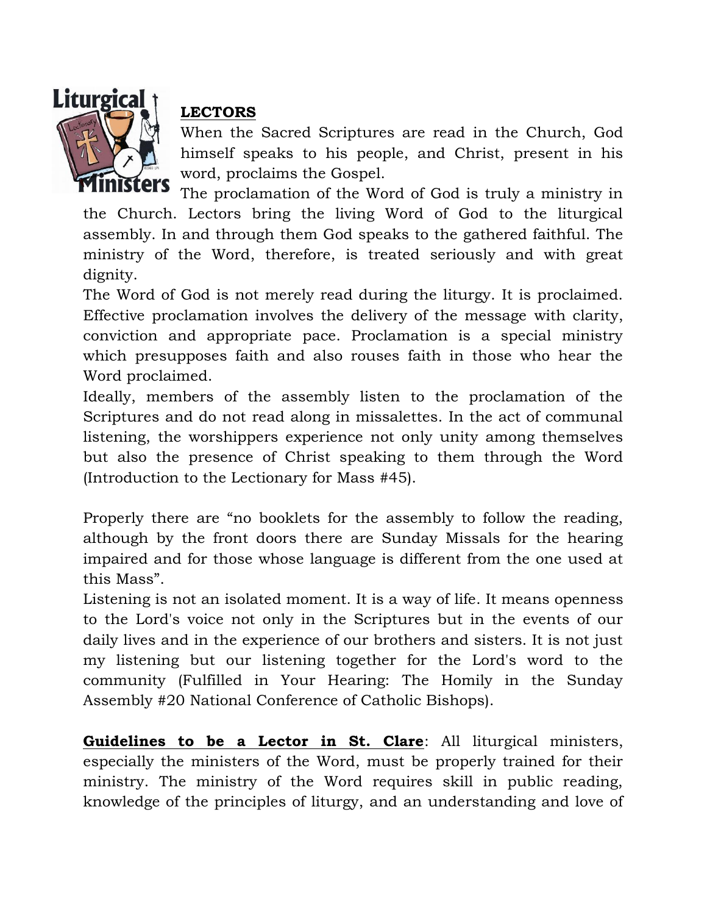## LECTORS

When the Sacred Scriptures are read in the Church, God himself speaks to his people, and Christ, present in his word, proclaims the Gospel.

The proclamation of the Word of God is truly a ministry in the Church. Lectors bring the living Word of God to the liturgical assembly. In and through them God speaks to the gathered faithful. The ministry of the Word, therefore, is treated seriously and with great dignity.

The Word of God is not merely read during the liturgy. It is proclaimed. Effective proclamation involves the delivery of the message with clarity, conviction and appropriate pace. Proclamation is a special ministry which presupposes faith and also rouses faith in those who hear the Word proclaimed.

Ideally, members of the assembly listen to the proclamation of the Scriptures and do not read along in missalettes. In the act of communal listening, the worshippers experience not only unity among themselves but also the presence of Christ speaking to them through the Word (Introduction to the Lectionary for Mass #45).

Properly there are "no booklets for the assembly to follow the reading, although by the front doors there are Sunday Missals for the hearing impaired and for those whose language is different from the one used at this Mass".

Listening is not an isolated moment. It is a way of life. It means openness to the Lord's voice not only in the Scriptures but in the events of our daily lives and in the experience of our brothers and sisters. It is not just my listening but our listening together for the Lord's word to the community (Fulfilled in Your Hearing: The Homily in the Sunday Assembly #20 National Conference of Catholic Bishops).

**Guidelines to be a Lector in St. Clare**: All liturgical ministers, especially the ministers of the Word, must be properly trained for their ministry. The ministry of the Word requires skill in public reading, knowledge of the principles of liturgy, and an understanding and love of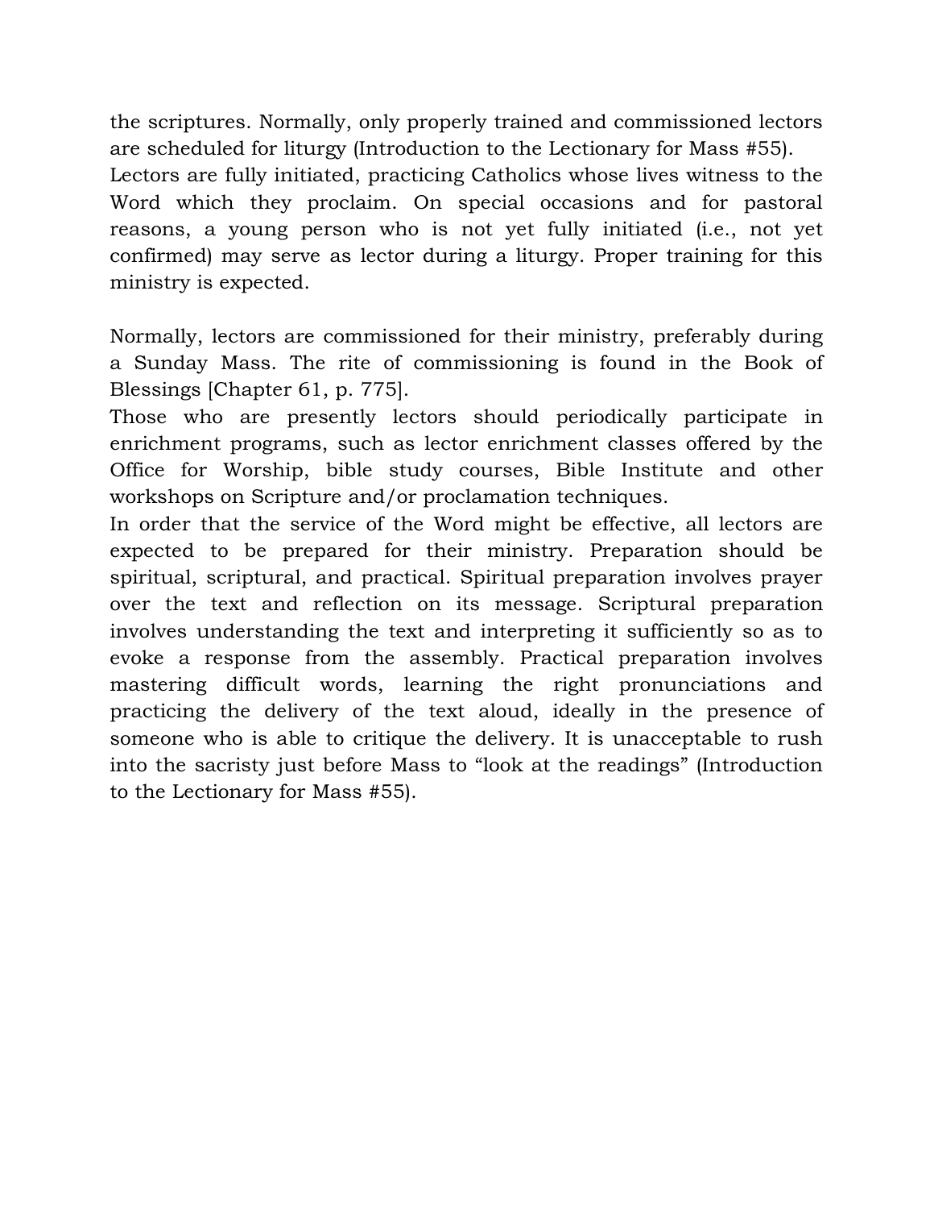the scriptures. Normally, only properly trained and commissioned lectors are scheduled for liturgy (Introduction to the Lectionary for Mass #55).

Lectors are fully initiated, practicing Catholics whose lives witness to the Word which they proclaim. On special occasions and for pastoral reasons, a young person who is not yet fully initiated (i.e., not yet confirmed) may serve as lector during a liturgy. Proper training for this ministry is expected.

Normally, lectors are commissioned for their ministry, preferably during a Sunday Mass. The rite of commissioning is found in the Book of Blessings [Chapter 61, p. 775].

Those who are presently lectors should periodically participate in enrichment programs, such as lector enrichment classes offered by the Office for Worship, bible study courses, Bible Institute and other workshops on Scripture and/or proclamation techniques.

In order that the service of the Word might be effective, all lectors are expected to be prepared for their ministry. Preparation should be spiritual, scriptural, and practical. Spiritual preparation involves prayer over the text and reflection on its message. Scriptural preparation involves understanding the text and interpreting it sufficiently so as to evoke a response from the assembly. Practical preparation involves mastering difficult words, learning the right pronunciations and practicing the delivery of the text aloud, ideally in the presence of someone who is able to critique the delivery. It is unacceptable to rush into the sacristy just before Mass to "look at the readings" (Introduction to the Lectionary for Mass #55).